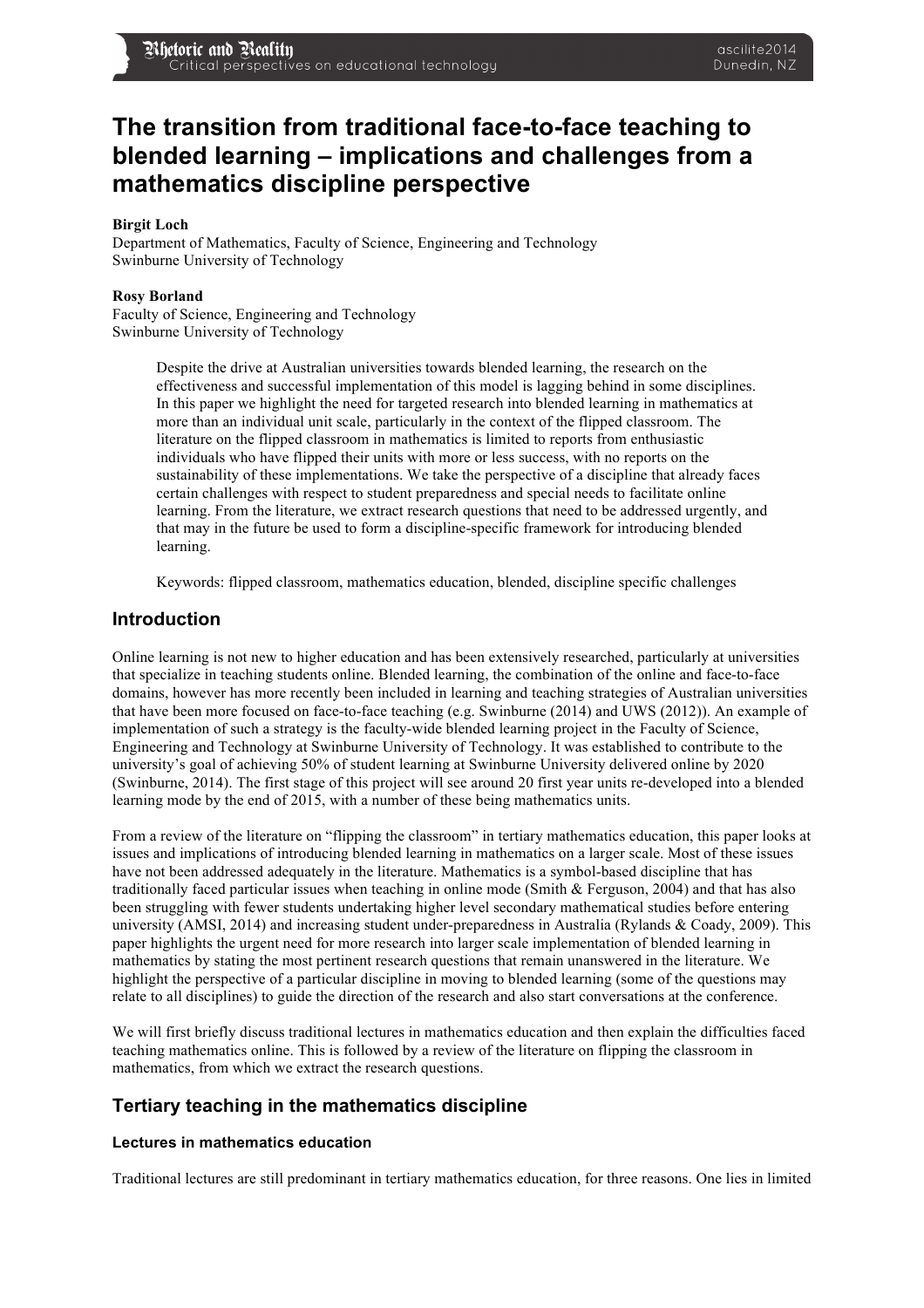# The transition from traditional face-to-face teaching to blended learning – implications and challenges from a mathematics discipline perspective

**Birgit Loch**
Department of Mathematics, Faculty of Science, Engineering and Technology
Swinburne University of Technology

**Rosy Borland**
Faculty of Science, Engineering and Technology
Swinburne University of Technology

> Despite the drive at Australian universities towards blended learning, the research on the effectiveness and successful implementation of this model is lagging behind in some disciplines. In this paper we highlight the need for targeted research into blended learning in mathematics at more than an individual unit scale, particularly in the context of the flipped classroom. The literature on the flipped classroom in mathematics is limited to reports from enthusiastic individuals who have flipped their units with more or less success, with no reports on the sustainability of these implementations. We take the perspective of a discipline that already faces certain challenges with respect to student preparedness and special needs to facilitate online learning. From the literature, we extract research questions that need to be addressed urgently, and that may in the future be used to form a discipline-specific framework for introducing blended learning.
>
> Keywords: flipped classroom, mathematics education, blended, discipline specific challenges

## Introduction

Online learning is not new to higher education and has been extensively researched, particularly at universities that specialize in teaching students online. Blended learning, the combination of the online and face-to-face domains, however has more recently been included in learning and teaching strategies of Australian universities that have been more focused on face-to-face teaching (e.g. Swinburne (2014) and UWS (2012)). An example of implementation of such a strategy is the faculty-wide blended learning project in the Faculty of Science, Engineering and Technology at Swinburne University of Technology. It was established to contribute to the university's goal of achieving 50% of student learning at Swinburne University delivered online by 2020 (Swinburne, 2014). The first stage of this project will see around 20 first year units re-developed into a blended learning mode by the end of 2015, with a number of these being mathematics units.

From a review of the literature on "flipping the classroom" in tertiary mathematics education, this paper looks at issues and implications of introducing blended learning in mathematics on a larger scale. Most of these issues have not been addressed adequately in the literature. Mathematics is a symbol-based discipline that has traditionally faced particular issues when teaching in online mode (Smith & Ferguson, 2004) and that has also been struggling with fewer students undertaking higher level secondary mathematical studies before entering university (AMSI, 2014) and increasing student under-preparedness in Australia (Rylands & Coady, 2009). This paper highlights the urgent need for more research into larger scale implementation of blended learning in mathematics by stating the most pertinent research questions that remain unanswered in the literature. We highlight the perspective of a particular discipline in moving to blended learning (some of the questions may relate to all disciplines) to guide the direction of the research and also start conversations at the conference.

We will first briefly discuss traditional lectures in mathematics education and then explain the difficulties faced teaching mathematics online. This is followed by a review of the literature on flipping the classroom in mathematics, from which we extract the research questions.

## Tertiary teaching in the mathematics discipline

### Lectures in mathematics education

Traditional lectures are still predominant in tertiary mathematics education, for three reasons. One lies in limited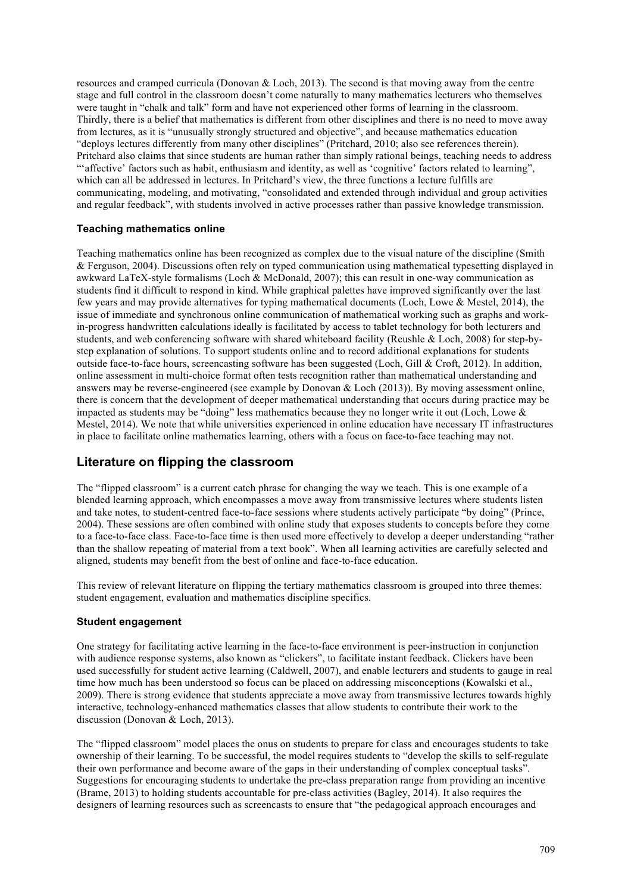resources and cramped curricula (Donovan & Loch, 2013). The second is that moving away from the centre stage and full control in the classroom doesn't come naturally to many mathematics lecturers who themselves were taught in "chalk and talk" form and have not experienced other forms of learning in the classroom. Thirdly, there is a belief that mathematics is different from other disciplines and there is no need to move away from lectures, as it is "unusually strongly structured and objective", and because mathematics education "deploys lectures differently from many other disciplines" (Pritchard, 2010; also see references therein). Pritchard also claims that since students are human rather than simply rational beings, teaching needs to address "'affective' factors such as habit, enthusiasm and identity, as well as 'cognitive' factors related to learning", which can all be addressed in lectures. In Pritchard's view, the three functions a lecture fulfills are communicating, modeling, and motivating, "consolidated and extended through individual and group activities and regular feedback", with students involved in active processes rather than passive knowledge transmission.

### Teaching mathematics online

Teaching mathematics online has been recognized as complex due to the visual nature of the discipline (Smith & Ferguson, 2004). Discussions often rely on typed communication using mathematical typesetting displayed in awkward LaTeX-style formalisms (Loch & McDonald, 2007); this can result in one-way communication as students find it difficult to respond in kind. While graphical palettes have improved significantly over the last few years and may provide alternatives for typing mathematical documents (Loch, Lowe & Mestel, 2014), the issue of immediate and synchronous online communication of mathematical working such as graphs and work-in-progress handwritten calculations ideally is facilitated by access to tablet technology for both lecturers and students, and web conferencing software with shared whiteboard facility (Reushle & Loch, 2008) for step-by-step explanation of solutions. To support students online and to record additional explanations for students outside face-to-face hours, screencasting software has been suggested (Loch, Gill & Croft, 2012). In addition, online assessment in multi-choice format often tests recognition rather than mathematical understanding and answers may be reverse-engineered (see example by Donovan & Loch (2013)). By moving assessment online, there is concern that the development of deeper mathematical understanding that occurs during practice may be impacted as students may be "doing" less mathematics because they no longer write it out (Loch, Lowe & Mestel, 2014). We note that while universities experienced in online education have necessary IT infrastructures in place to facilitate online mathematics learning, others with a focus on face-to-face teaching may not.

## Literature on flipping the classroom

The "flipped classroom" is a current catch phrase for changing the way we teach. This is one example of a blended learning approach, which encompasses a move away from transmissive lectures where students listen and take notes, to student-centred face-to-face sessions where students actively participate "by doing" (Prince, 2004). These sessions are often combined with online study that exposes students to concepts before they come to a face-to-face class. Face-to-face time is then used more effectively to develop a deeper understanding "rather than the shallow repeating of material from a text book". When all learning activities are carefully selected and aligned, students may benefit from the best of online and face-to-face education.

This review of relevant literature on flipping the tertiary mathematics classroom is grouped into three themes: student engagement, evaluation and mathematics discipline specifics.

### Student engagement

One strategy for facilitating active learning in the face-to-face environment is peer-instruction in conjunction with audience response systems, also known as "clickers", to facilitate instant feedback. Clickers have been used successfully for student active learning (Caldwell, 2007), and enable lecturers and students to gauge in real time how much has been understood so focus can be placed on addressing misconceptions (Kowalski et al., 2009). There is strong evidence that students appreciate a move away from transmissive lectures towards highly interactive, technology-enhanced mathematics classes that allow students to contribute their work to the discussion (Donovan & Loch, 2013).

The "flipped classroom" model places the onus on students to prepare for class and encourages students to take ownership of their learning. To be successful, the model requires students to "develop the skills to self-regulate their own performance and become aware of the gaps in their understanding of complex conceptual tasks". Suggestions for encouraging students to undertake the pre-class preparation range from providing an incentive (Brame, 2013) to holding students accountable for pre-class activities (Bagley, 2014). It also requires the designers of learning resources such as screencasts to ensure that "the pedagogical approach encourages and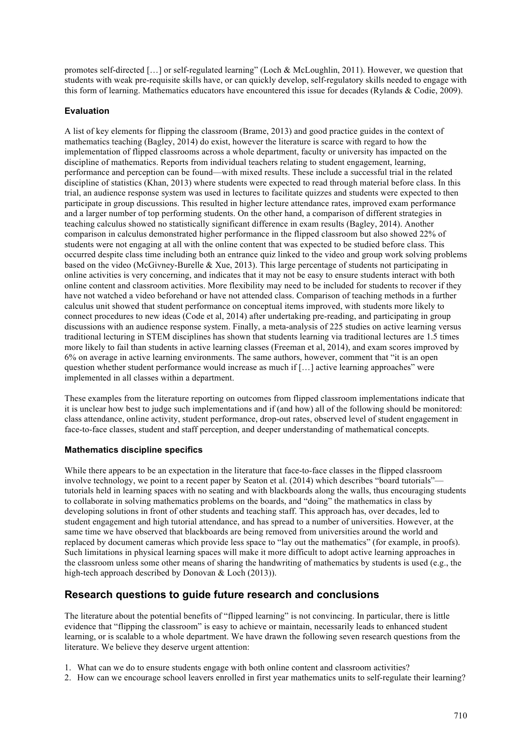promotes self-directed […] or self-regulated learning" (Loch & McLoughlin, 2011). However, we question that students with weak pre-requisite skills have, or can quickly develop, self-regulatory skills needed to engage with this form of learning. Mathematics educators have encountered this issue for decades (Rylands & Codie, 2009).

### Evaluation

A list of key elements for flipping the classroom (Brame, 2013) and good practice guides in the context of mathematics teaching (Bagley, 2014) do exist, however the literature is scarce with regard to how the implementation of flipped classrooms across a whole department, faculty or university has impacted on the discipline of mathematics. Reports from individual teachers relating to student engagement, learning, performance and perception can be found—with mixed results. These include a successful trial in the related discipline of statistics (Khan, 2013) where students were expected to read through material before class. In this trial, an audience response system was used in lectures to facilitate quizzes and students were expected to then participate in group discussions. This resulted in higher lecture attendance rates, improved exam performance and a larger number of top performing students. On the other hand, a comparison of different strategies in teaching calculus showed no statistically significant difference in exam results (Bagley, 2014). Another comparison in calculus demonstrated higher performance in the flipped classroom but also showed 22% of students were not engaging at all with the online content that was expected to be studied before class. This occurred despite class time including both an entrance quiz linked to the video and group work solving problems based on the video (McGivney-Burelle & Xue, 2013). This large percentage of students not participating in online activities is very concerning, and indicates that it may not be easy to ensure students interact with both online content and classroom activities. More flexibility may need to be included for students to recover if they have not watched a video beforehand or have not attended class. Comparison of teaching methods in a further calculus unit showed that student performance on conceptual items improved, with students more likely to connect procedures to new ideas (Code et al, 2014) after undertaking pre-reading, and participating in group discussions with an audience response system. Finally, a meta-analysis of 225 studies on active learning versus traditional lecturing in STEM disciplines has shown that students learning via traditional lectures are 1.5 times more likely to fail than students in active learning classes (Freeman et al, 2014), and exam scores improved by 6% on average in active learning environments. The same authors, however, comment that "it is an open question whether student performance would increase as much if […] active learning approaches" were implemented in all classes within a department.

These examples from the literature reporting on outcomes from flipped classroom implementations indicate that it is unclear how best to judge such implementations and if (and how) all of the following should be monitored: class attendance, online activity, student performance, drop-out rates, observed level of student engagement in face-to-face classes, student and staff perception, and deeper understanding of mathematical concepts.

### Mathematics discipline specifics

While there appears to be an expectation in the literature that face-to-face classes in the flipped classroom involve technology, we point to a recent paper by Seaton et al. (2014) which describes "board tutorials"—tutorials held in learning spaces with no seating and with blackboards along the walls, thus encouraging students to collaborate in solving mathematics problems on the boards, and "doing" the mathematics in class by developing solutions in front of other students and teaching staff. This approach has, over decades, led to student engagement and high tutorial attendance, and has spread to a number of universities. However, at the same time we have observed that blackboards are being removed from universities around the world and replaced by document cameras which provide less space to "lay out the mathematics" (for example, in proofs). Such limitations in physical learning spaces will make it more difficult to adopt active learning approaches in the classroom unless some other means of sharing the handwriting of mathematics by students is used (e.g., the high-tech approach described by Donovan & Loch (2013)).

## Research questions to guide future research and conclusions

The literature about the potential benefits of "flipped learning" is not convincing. In particular, there is little evidence that "flipping the classroom" is easy to achieve or maintain, necessarily leads to enhanced student learning, or is scalable to a whole department. We have drawn the following seven research questions from the literature. We believe they deserve urgent attention:

1. What can we do to ensure students engage with both online content and classroom activities?
2. How can we encourage school leavers enrolled in first year mathematics units to self-regulate their learning?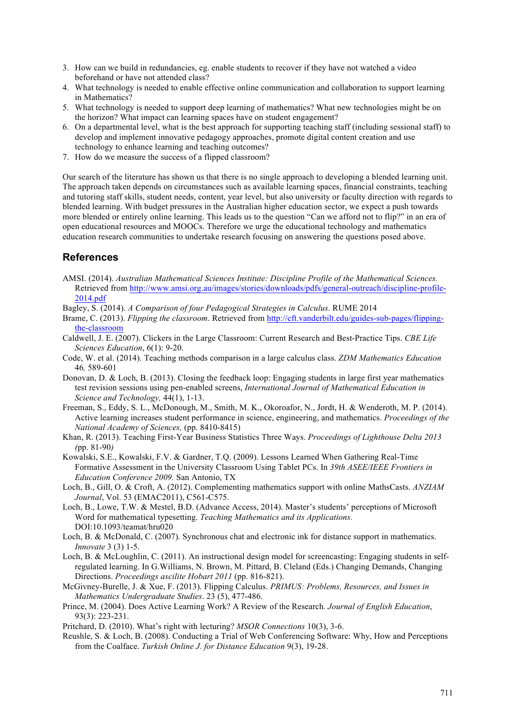3. How can we build in redundancies, eg. enable students to recover if they have not watched a video beforehand or have not attended class?
4. What technology is needed to enable effective online communication and collaboration to support learning in Mathematics?
5. What technology is needed to support deep learning of mathematics? What new technologies might be on the horizon? What impact can learning spaces have on student engagement?
6. On a departmental level, what is the best approach for supporting teaching staff (including sessional staff) to develop and implement innovative pedagogy approaches, promote digital content creation and use technology to enhance learning and teaching outcomes?
7. How do we measure the success of a flipped classroom?

Our search of the literature has shown us that there is no single approach to developing a blended learning unit. The approach taken depends on circumstances such as available learning spaces, financial constraints, teaching and tutoring staff skills, student needs, content, year level, but also university or faculty direction with regards to blended learning. With budget pressures in the Australian higher education sector, we expect a push towards more blended or entirely online learning. This leads us to the question "Can we afford not to flip?" in an era of open educational resources and MOOCs. Therefore we urge the educational technology and mathematics education research communities to undertake research focusing on answering the questions posed above.

## References

AMSI. (2014). *Australian Mathematical Sciences Institute: Discipline Profile of the Mathematical Sciences.* Retrieved from http://www.amsi.org.au/images/stories/downloads/pdfs/general-outreach/discipline-profile-2014.pdf

Bagley, S. (2014). *A Comparison of four Pedagogical Strategies in Calculus*. RUME 2014

Brame, C. (2013). *Flipping the classroom*. Retrieved from http://cft.vanderbilt.edu/guides-sub-pages/flipping-the-classroom

Caldwell, J. E. (2007). Clickers in the Large Classroom: Current Research and Best-Practice Tips. *CBE Life Sciences Education*, 6(1): 9-20.

Code, W. et al. (2014). Teaching methods comparison in a large calculus class. *ZDM Mathematics Education* 46*,* 589-601

Donovan, D. & Loch, B. (2013). Closing the feedback loop: Engaging students in large first year mathematics test revision sessions using pen-enabled screens, *International Journal of Mathematical Education in Science and Technology,* 44(1), 1-13.

Freeman, S., Eddy, S. L., McDonough, M., Smith, M. K., Okoroafor, N., Jordt, H. & Wenderoth, M. P. (2014). Active learning increases student performance in science, engineering, and mathematics. *Proceedings of the National Academy of Sciences,* (pp. 8410-8415)

Khan, R. (2013). Teaching First-Year Business Statistics Three Ways. *Proceedings of Lighthouse Delta 2013 (*pp. 81-90*)*

Kowalski, S.E., Kowalski, F.V. & Gardner, T.Q. (2009). Lessons Learned When Gathering Real-Time Formative Assessment in the University Classroom Using Tablet PCs. In *39th ASEE/IEEE Frontiers in Education Conference 2009.* San Antonio, TX

Loch, B., Gill, O. & Croft, A. (2012). Complementing mathematics support with online MathsCasts. *ANZIAM Journal*, Vol. 53 (EMAC2011), C561-C575.

Loch, B., Lowe, T.W. & Mestel, B.D. (Advance Access, 2014). Master's students' perceptions of Microsoft Word for mathematical typesetting. *Teaching Mathematics and its Applications.* DOI:10.1093/teamat/hru020

Loch, B. & McDonald, C. (2007). Synchronous chat and electronic ink for distance support in mathematics. *Innovate* 3 (3) 1-5.

Loch, B. & McLoughlin, C. (2011). An instructional design model for screencasting: Engaging students in self-regulated learning. In G.Williams, N. Brown, M. Pittard, B. Cleland (Eds.) Changing Demands, Changing Directions. *Proceedings ascilite Hobart 2011* (pp. 816-821).

McGivney-Burelle, J. & Xue, F. (2013). Flipping Calculus. *PRIMUS: Problems, Resources, and Issues in Mathematics Undergraduate Studies*. 23 (5), 477-486.

Prince, M. (2004). Does Active Learning Work? A Review of the Research*. Journal of English Education*, 93(3): 223-231.

Pritchard, D. (2010). What's right with lecturing? *MSOR Connections* 10(3), 3-6.

Reushle, S. & Loch, B. (2008). Conducting a Trial of Web Conferencing Software: Why, How and Perceptions from the Coalface. *Turkish Online J. for Distance Education* 9(3), 19-28.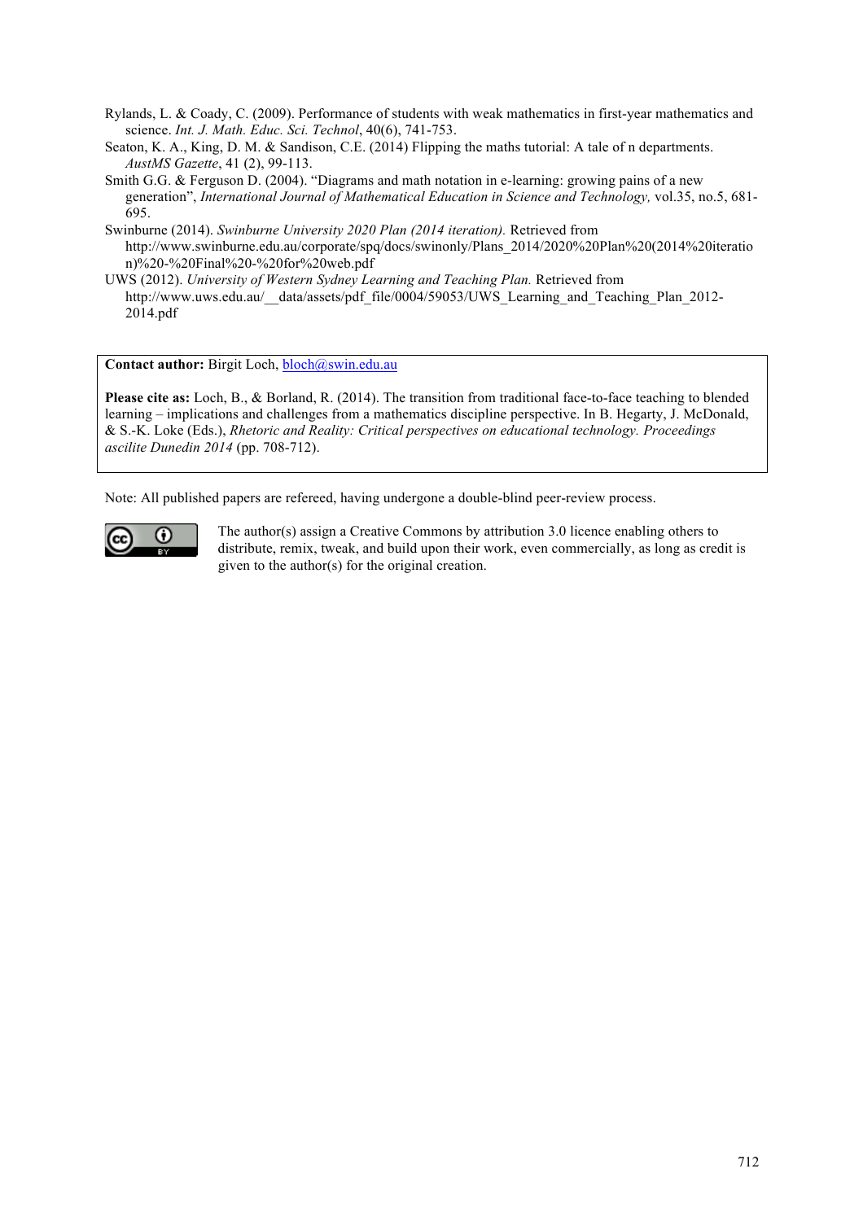Rylands, L. & Coady, C. (2009). Performance of students with weak mathematics in first-year mathematics and science. *Int. J. Math. Educ. Sci. Technol*, 40(6), 741-753.

Seaton, K. A., King, D. M. & Sandison, C.E. (2014) Flipping the maths tutorial: A tale of n departments. *AustMS Gazette*, 41 (2), 99-113.

Smith G.G. & Ferguson D. (2004). "Diagrams and math notation in e-learning: growing pains of a new generation", *International Journal of Mathematical Education in Science and Technology,* vol.35, no.5, 681-695.

Swinburne (2014). *Swinburne University 2020 Plan (2014 iteration).* Retrieved from http://www.swinburne.edu.au/corporate/spq/docs/swinonly/Plans_2014/2020%20Plan%20(2014%20iteration)%20-%20Final%20-%20for%20web.pdf

UWS (2012). *University of Western Sydney Learning and Teaching Plan.* Retrieved from http://www.uws.edu.au/__data/assets/pdf_file/0004/59053/UWS_Learning_and_Teaching_Plan_2012-2014.pdf

**Contact author:** Birgit Loch, bloch@swin.edu.au

**Please cite as:** Loch, B., & Borland, R. (2014). The transition from traditional face-to-face teaching to blended learning – implications and challenges from a mathematics discipline perspective. In B. Hegarty, J. McDonald, & S.-K. Loke (Eds.), *Rhetoric and Reality: Critical perspectives on educational technology. Proceedings ascilite Dunedin 2014* (pp. 708-712).

Note: All published papers are refereed, having undergone a double-blind peer-review process.

The author(s) assign a Creative Commons by attribution 3.0 licence enabling others to distribute, remix, tweak, and build upon their work, even commercially, as long as credit is given to the author(s) for the original creation.